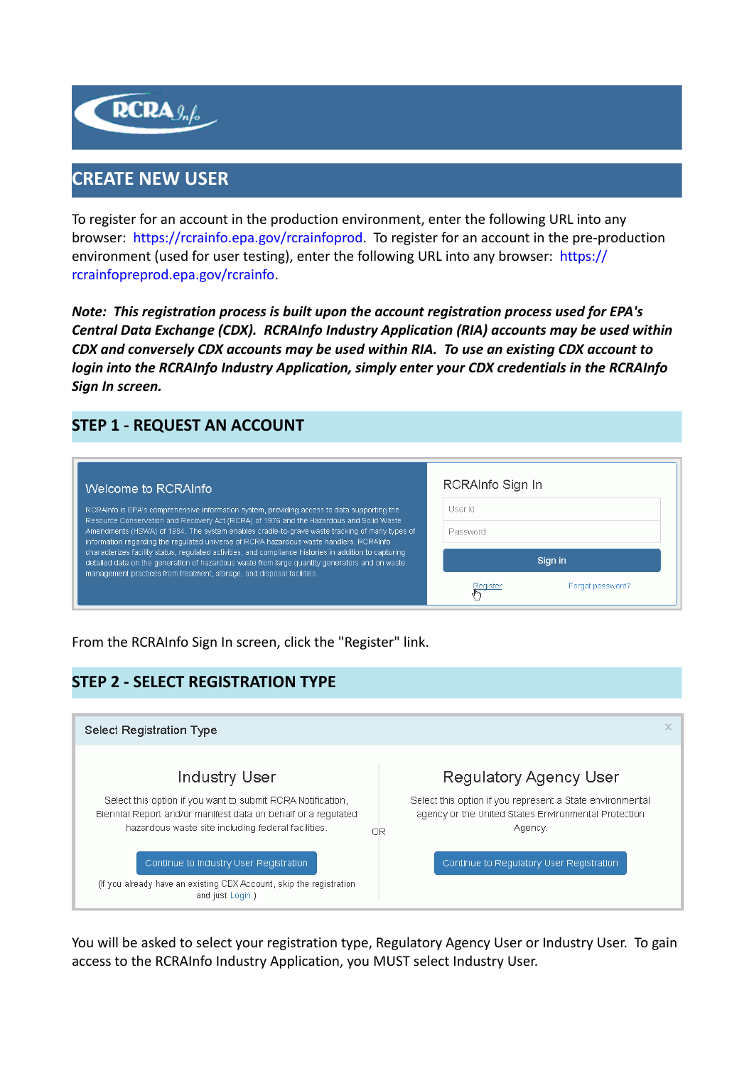# CREATE NEW USER

To register for an account in the production environment, enter the following URL into any browser: https://rcrainfo.epa.gov/rcrainfoprod. To register for an account in the pre-production environment (used for user testing), enter the following URL into any browser: https://rcrainfopreprod.epa.gov/rcrainfo.

***Note: This registration process is built upon the account registration process used for EPA's Central Data Exchange (CDX). RCRAInfo Industry Application (RIA) accounts may be used within CDX and conversely CDX accounts may be used within RIA. To use an existing CDX account to login into the RCRAInfo Industry Application, simply enter your CDX credentials in the RCRAInfo Sign In screen.***

## STEP 1 - REQUEST AN ACCOUNT

From the RCRAInfo Sign In screen, click the "Register" link.

## STEP 2 - SELECT REGISTRATION TYPE

You will be asked to select your registration type, Regulatory Agency User or Industry User. To gain access to the RCRAInfo Industry Application, you MUST select Industry User.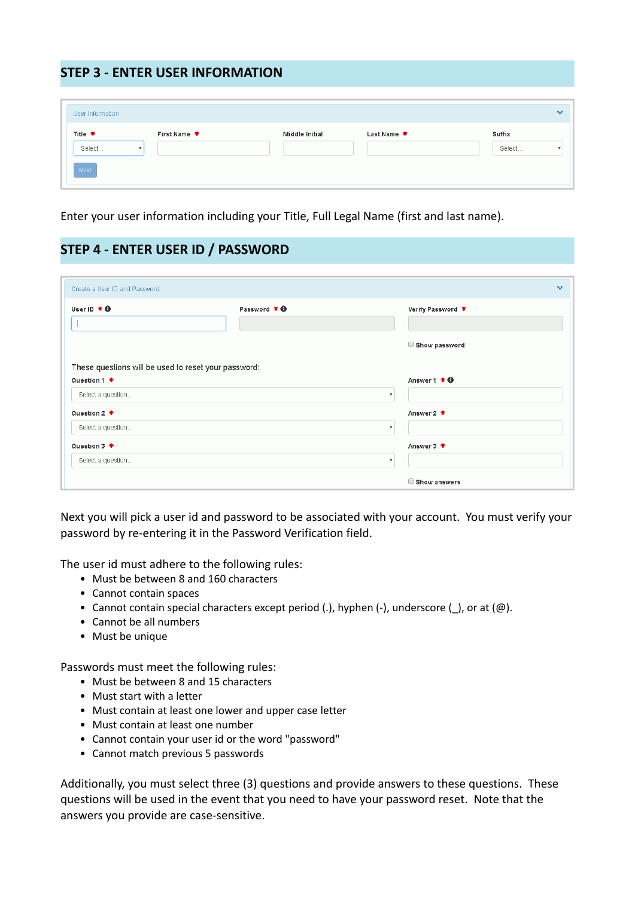## STEP 3 - ENTER USER INFORMATION

User Information

Title * | First Name * | Middle Initial | Last Name * | Suffix

Select... | | | | Select...

Next

Enter your user information including your Title, Full Legal Name (first and last name).

## STEP 4 - ENTER USER ID / PASSWORD

Create a User ID and Password

User ID * | Password * | Verify Password *

Show password

These questions will be used to reset your password:

Question 1 * Select a question... | Answer 1 *

Question 2 * Select a question... | Answer 2 *

Question 3 * Select a question... | Answer 3 *

Show answers

Next you will pick a user id and password to be associated with your account. You must verify your password by re-entering it in the Password Verification field.

The user id must adhere to the following rules:

- Must be between 8 and 160 characters
- Cannot contain spaces
- Cannot contain special characters except period (.), hyphen (-), underscore (_), or at (@).
- Cannot be all numbers
- Must be unique

Passwords must meet the following rules:

- Must be between 8 and 15 characters
- Must start with a letter
- Must contain at least one lower and upper case letter
- Must contain at least one number
- Cannot contain your user id or the word "password"
- Cannot match previous 5 passwords

Additionally, you must select three (3) questions and provide answers to these questions. These questions will be used in the event that you need to have your password reset. Note that the answers you provide are case-sensitive.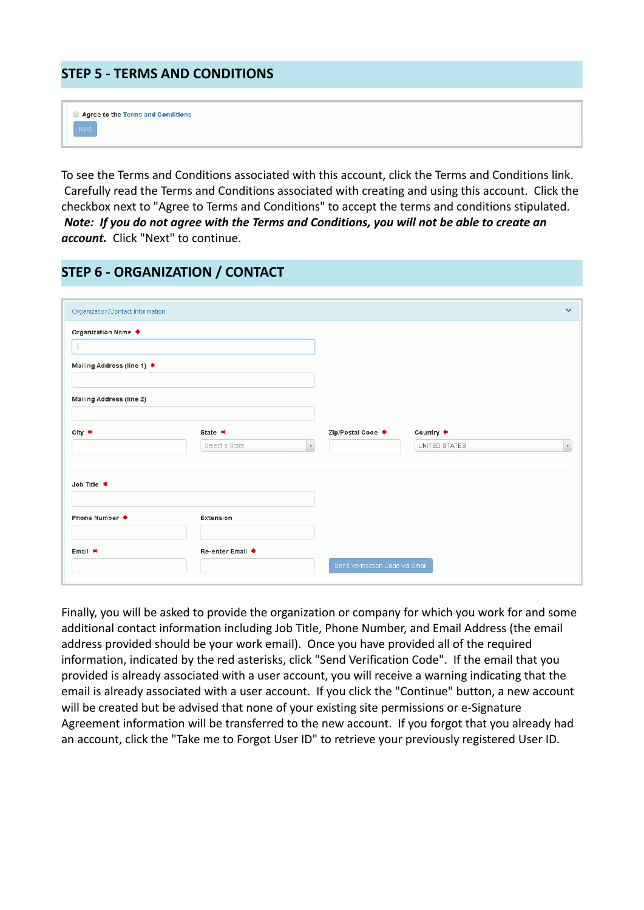## STEP 5 - TERMS AND CONDITIONS

Agree to the Terms and Conditions

Next

To see the Terms and Conditions associated with this account, click the Terms and Conditions link. Carefully read the Terms and Conditions associated with creating and using this account. Click the checkbox next to "Agree to Terms and Conditions" to accept the terms and conditions stipulated. ***Note: If you do not agree with the Terms and Conditions, you will not be able to create an account.*** Click "Next" to continue.

## STEP 6 - ORGANIZATION / CONTACT

Organization/Contact Information

Organization Name *

Mailing Address (line 1) *

Mailing Address (line 2)

City * | State * | Zip/Postal Code * | Country *

Select a State | UNITED STATES

Job Title *

Phone Number * | Extension

Email * | Re-enter Email *

Send Verification Code via Email

Finally, you will be asked to provide the organization or company for which you work for and some additional contact information including Job Title, Phone Number, and Email Address (the email address provided should be your work email). Once you have provided all of the required information, indicated by the red asterisks, click "Send Verification Code". If the email that you provided is already associated with a user account, you will receive a warning indicating that the email is already associated with a user account. If you click the "Continue" button, a new account will be created but be advised that none of your existing site permissions or e-Signature Agreement information will be transferred to the new account. If you forgot that you already had an account, click the "Take me to Forgot User ID" to retrieve your previously registered User ID.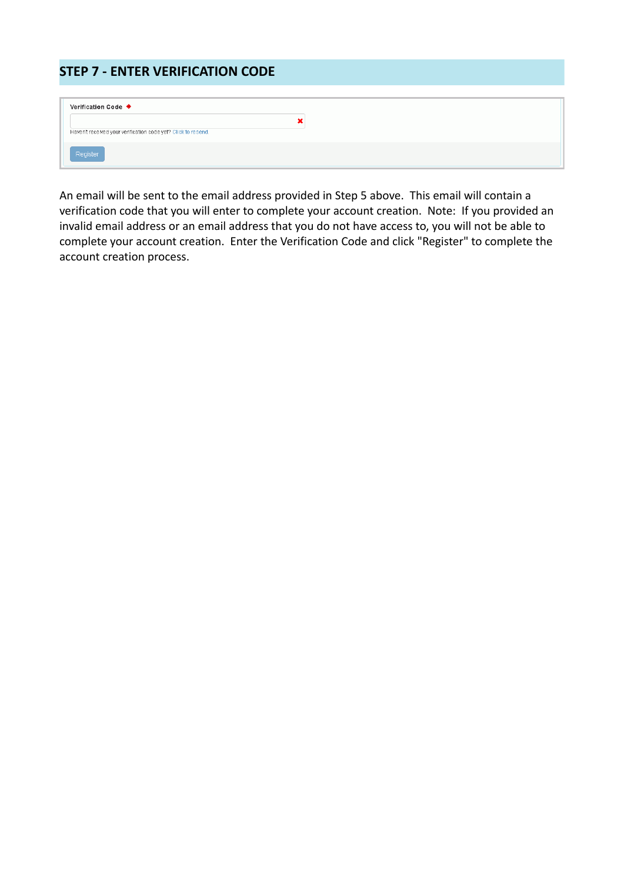## STEP 7 - ENTER VERIFICATION CODE

Verification Code *

Haven't received your verification code yet? Click to resend.

Register

An email will be sent to the email address provided in Step 5 above. This email will contain a verification code that you will enter to complete your account creation. Note: If you provided an invalid email address or an email address that you do not have access to, you will not be able to complete your account creation. Enter the Verification Code and click "Register" to complete the account creation process.